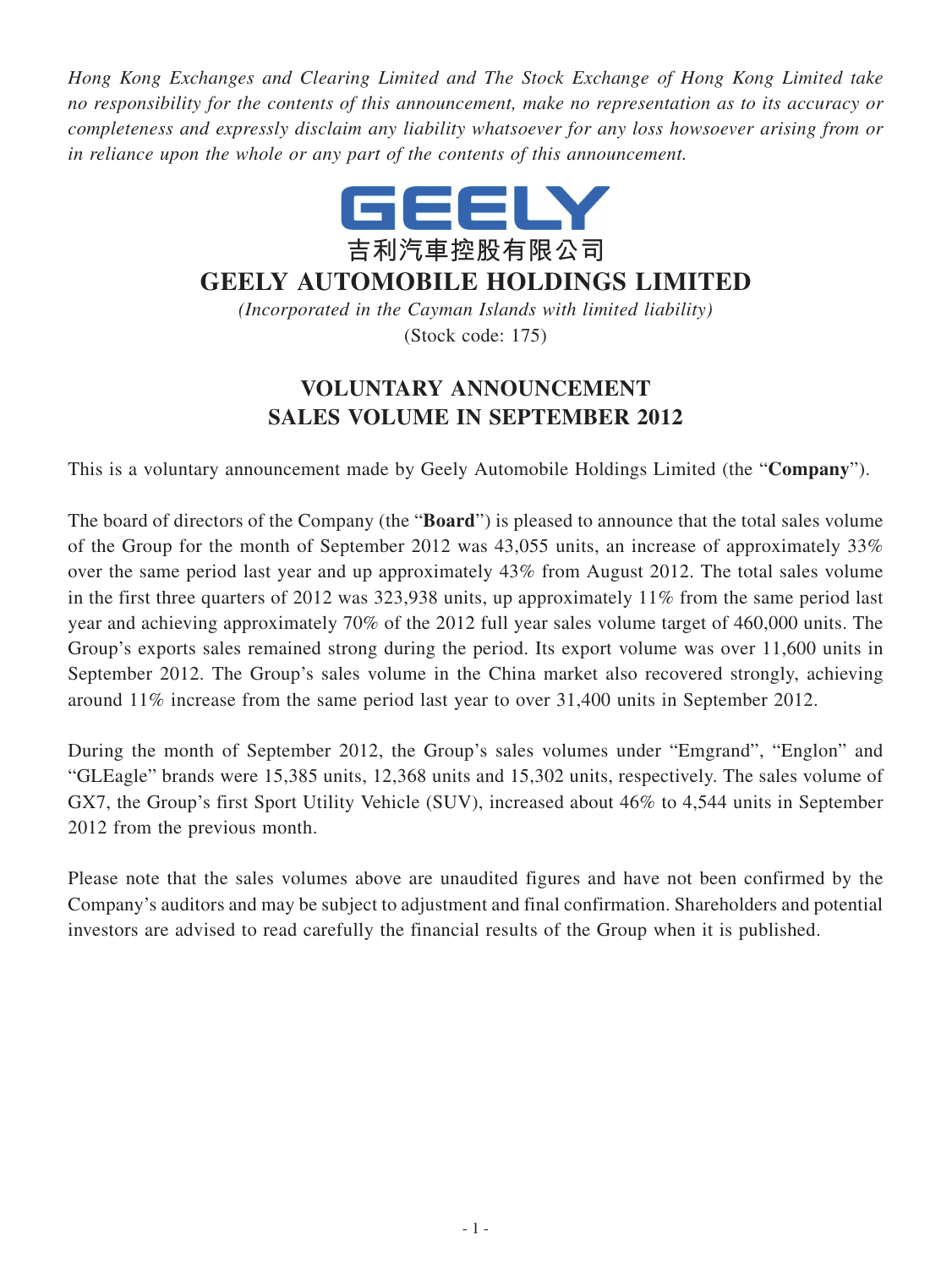*Hong Kong Exchanges and Clearing Limited and The Stock Exchange of Hong Kong Limited take no responsibility for the contents of this announcement, make no representation as to its accuracy or completeness and expressly disclaim any liability whatsoever for any loss howsoever arising from or in reliance upon the whole or any part of the contents of this announcement.*

GEELY

吉利汽車控股有限公司

# GEELY AUTOMOBILE HOLDINGS LIMITED

*(Incorporated in the Cayman Islands with limited liability)*

(Stock code: 175)

## VOLUNTARY ANNOUNCEMENT SALES VOLUME IN SEPTEMBER 2012

This is a voluntary announcement made by Geely Automobile Holdings Limited (the "**Company**").

The board of directors of the Company (the "**Board**") is pleased to announce that the total sales volume of the Group for the month of September 2012 was 43,055 units, an increase of approximately 33% over the same period last year and up approximately 43% from August 2012. The total sales volume in the first three quarters of 2012 was 323,938 units, up approximately 11% from the same period last year and achieving approximately 70% of the 2012 full year sales volume target of 460,000 units. The Group's exports sales remained strong during the period. Its export volume was over 11,600 units in September 2012. The Group's sales volume in the China market also recovered strongly, achieving around 11% increase from the same period last year to over 31,400 units in September 2012.

During the month of September 2012, the Group's sales volumes under "Emgrand", "Englon" and "GLEagle" brands were 15,385 units, 12,368 units and 15,302 units, respectively. The sales volume of GX7, the Group's first Sport Utility Vehicle (SUV), increased about 46% to 4,544 units in September 2012 from the previous month.

Please note that the sales volumes above are unaudited figures and have not been confirmed by the Company's auditors and may be subject to adjustment and final confirmation. Shareholders and potential investors are advised to read carefully the financial results of the Group when it is published.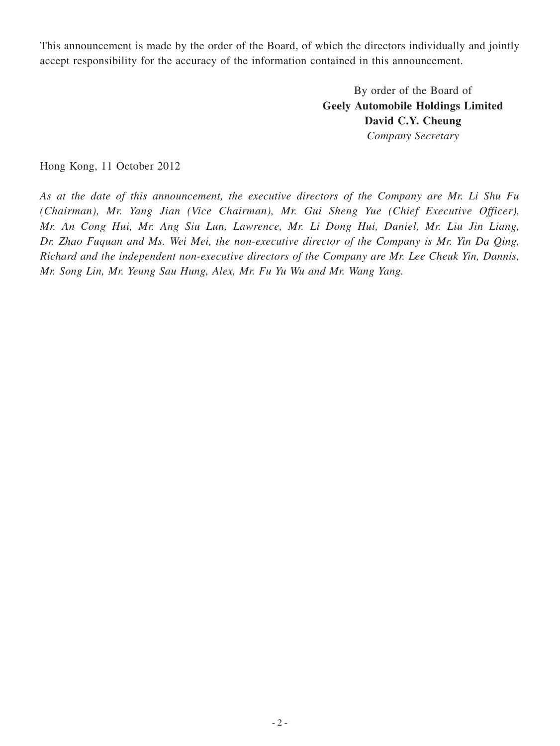This announcement is made by the order of the Board, of which the directors individually and jointly accept responsibility for the accuracy of the information contained in this announcement.

By order of the Board of
**Geely Automobile Holdings Limited**
**David C.Y. Cheung**
*Company Secretary*

Hong Kong, 11 October 2012

*As at the date of this announcement, the executive directors of the Company are Mr. Li Shu Fu (Chairman), Mr. Yang Jian (Vice Chairman), Mr. Gui Sheng Yue (Chief Executive Officer), Mr. An Cong Hui, Mr. Ang Siu Lun, Lawrence, Mr. Li Dong Hui, Daniel, Mr. Liu Jin Liang, Dr. Zhao Fuquan and Ms. Wei Mei, the non-executive director of the Company is Mr. Yin Da Qing, Richard and the independent non-executive directors of the Company are Mr. Lee Cheuk Yin, Dannis, Mr. Song Lin, Mr. Yeung Sau Hung, Alex, Mr. Fu Yu Wu and Mr. Wang Yang.*